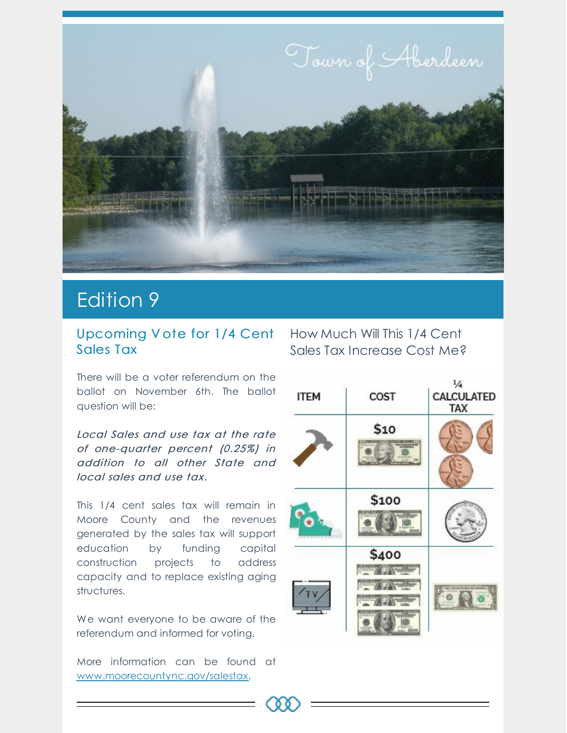Town of Aberdeen

# Edition 9

## Upcoming Vote for 1/4 Cent Sales Tax

There will be a voter referendum on the ballot on November 6th. The ballot question will be:

*Local Sales and use tax at the rate of one-quarter percent (0.25%) in addition to all other State and local sales and use tax.*

This 1/4 cent sales tax will remain in Moore County and the revenues generated by the sales tax will support education by funding capital construction projects to address capacity and to replace existing aging structures.

We want everyone to be aware of the referendum and informed for voting.

More information can be found at [www.moorecountync.gov/salestax](http://www.moorecountync.gov/salestax).

## How Much Will This 1/4 Cent Sales Tax Increase Cost Me?

| ITEM | COST | ¼ CALCULATED TAX |
|---|---|---|
| Hammer | $10 | 3 pennies |
| Sneakers | $100 | Quarter |
| TV | $400 | $1 bill |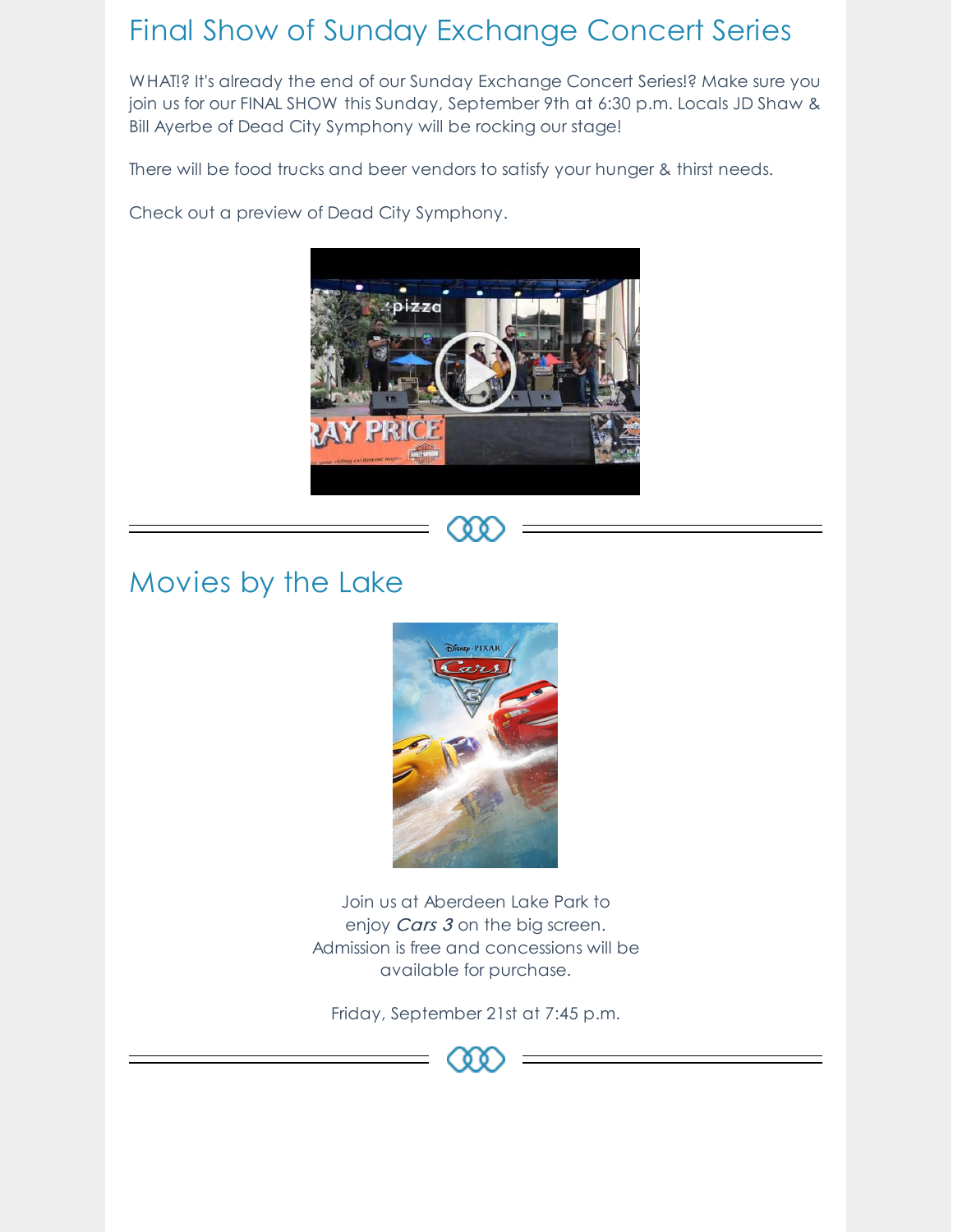## Final Show of Sunday Exchange Concert Series

WHAT!? It's already the end of our Sunday Exchange Concert Series!? Make sure you join us for our FINAL SHOW this Sunday, September 9th at 6:30 p.m. Locals JD Shaw & Bill Ayerbe of Dead City Symphony will be rocking our stage!

There will be food trucks and beer vendors to satisfy your hunger & thirst needs.

Check out a preview of Dead City Symphony.

## Movies by the Lake

Join us at Aberdeen Lake Park to enjoy *Cars 3* on the big screen. Admission is free and concessions will be available for purchase.

Friday, September 21st at 7:45 p.m.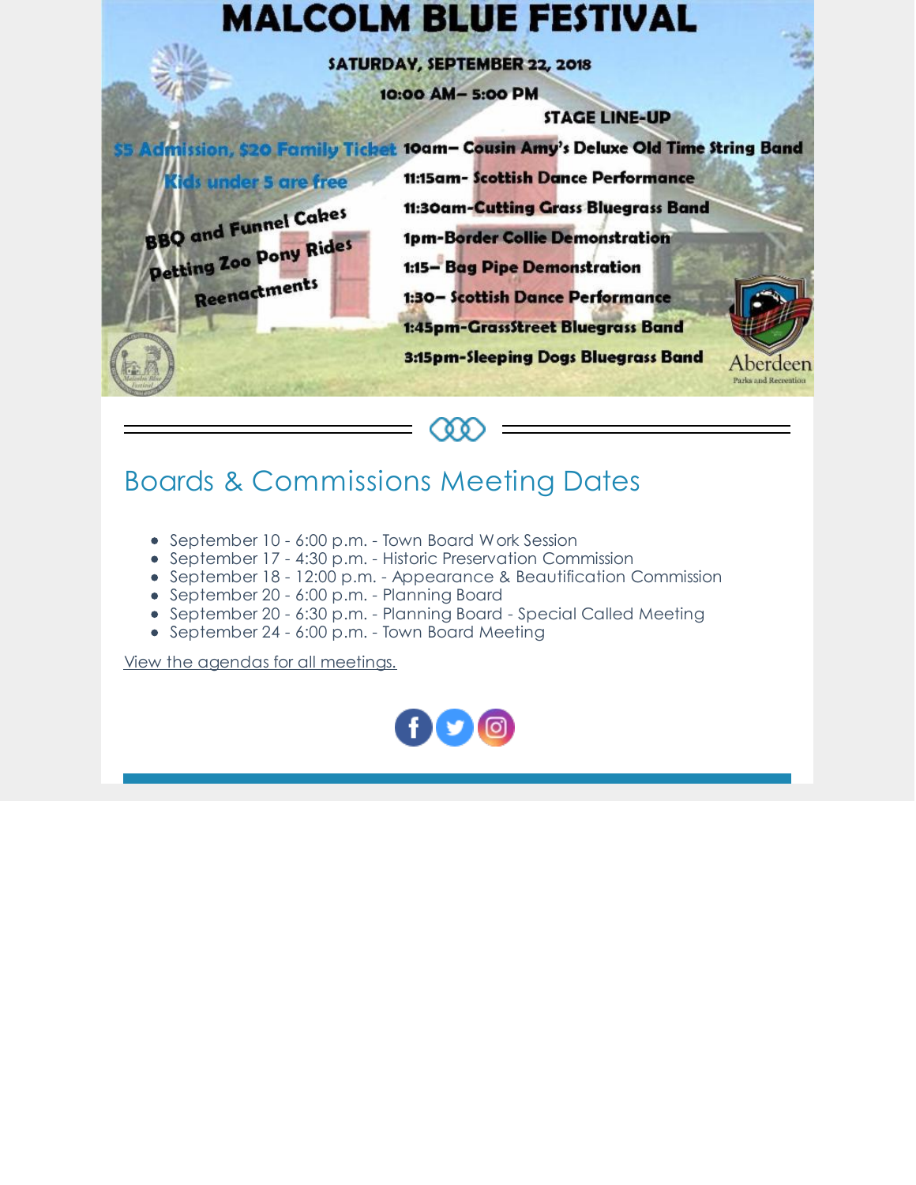# MALCOLM BLUE FESTIVAL

**SATURDAY, SEPTEMBER 22, 2018**

**10:00 AM– 5:00 PM**

**$5 Admission, $20 Family Ticket**

**Kids under 5 are free**

**BBQ and Funnel Cakes**

**Petting Zoo Pony Rides**

**Reenactments**

**STAGE LINE-UP**

- **10am– Cousin Amy's Deluxe Old Time String Band**
- **11:15am- Scottish Dance Performance**
- **11:30am-Cutting Grass Bluegrass Band**
- **1pm-Border Collie Demonstration**
- **1:15– Bag Pipe Demonstration**
- **1:30– Scottish Dance Performance**
- **1:45pm-GrassStreet Bluegrass Band**
- **3:15pm-Sleeping Dogs Bluegrass Band**

Aberdeen Parks and Recreation

## Boards & Commissions Meeting Dates

- September 10 - 6:00 p.m. - Town Board Work Session
- September 17 - 4:30 p.m. - Historic Preservation Commission
- September 18 - 12:00 p.m. - Appearance & Beautification Commission
- September 20 - 6:00 p.m. - Planning Board
- September 20 - 6:30 p.m. - Planning Board - Special Called Meeting
- September 24 - 6:00 p.m. - Town Board Meeting

View the agendas for all meetings.